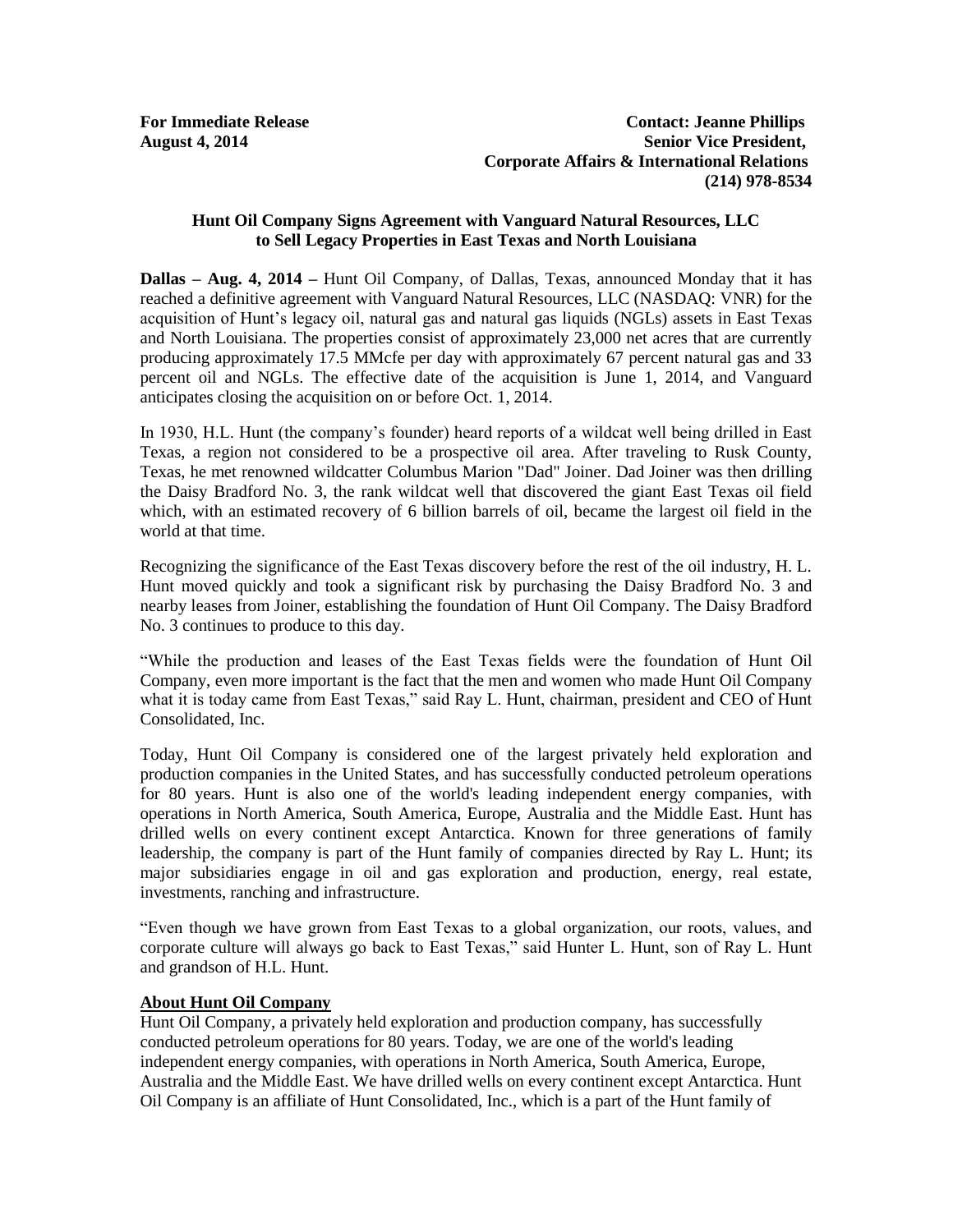**For Immediate Release**
**August 4, 2014**

**Contact: Jeanne Phillips**
**Senior Vice President,**
**Corporate Affairs & International Relations**
**(214) 978-8534**

## Hunt Oil Company Signs Agreement with Vanguard Natural Resources, LLC to Sell Legacy Properties in East Texas and North Louisiana

**Dallas – Aug. 4, 2014 –** Hunt Oil Company, of Dallas, Texas, announced Monday that it has reached a definitive agreement with Vanguard Natural Resources, LLC (NASDAQ: VNR) for the acquisition of Hunt's legacy oil, natural gas and natural gas liquids (NGLs) assets in East Texas and North Louisiana. The properties consist of approximately 23,000 net acres that are currently producing approximately 17.5 MMcfe per day with approximately 67 percent natural gas and 33 percent oil and NGLs. The effective date of the acquisition is June 1, 2014, and Vanguard anticipates closing the acquisition on or before Oct. 1, 2014.

In 1930, H.L. Hunt (the company's founder) heard reports of a wildcat well being drilled in East Texas, a region not considered to be a prospective oil area. After traveling to Rusk County, Texas, he met renowned wildcatter Columbus Marion "Dad" Joiner. Dad Joiner was then drilling the Daisy Bradford No. 3, the rank wildcat well that discovered the giant East Texas oil field which, with an estimated recovery of 6 billion barrels of oil, became the largest oil field in the world at that time.

Recognizing the significance of the East Texas discovery before the rest of the oil industry, H. L. Hunt moved quickly and took a significant risk by purchasing the Daisy Bradford No. 3 and nearby leases from Joiner, establishing the foundation of Hunt Oil Company. The Daisy Bradford No. 3 continues to produce to this day.

"While the production and leases of the East Texas fields were the foundation of Hunt Oil Company, even more important is the fact that the men and women who made Hunt Oil Company what it is today came from East Texas," said Ray L. Hunt, chairman, president and CEO of Hunt Consolidated, Inc.

Today, Hunt Oil Company is considered one of the largest privately held exploration and production companies in the United States, and has successfully conducted petroleum operations for 80 years. Hunt is also one of the world's leading independent energy companies, with operations in North America, South America, Europe, Australia and the Middle East. Hunt has drilled wells on every continent except Antarctica. Known for three generations of family leadership, the company is part of the Hunt family of companies directed by Ray L. Hunt; its major subsidiaries engage in oil and gas exploration and production, energy, real estate, investments, ranching and infrastructure.

"Even though we have grown from East Texas to a global organization, our roots, values, and corporate culture will always go back to East Texas," said Hunter L. Hunt, son of Ray L. Hunt and grandson of H.L. Hunt.

### About Hunt Oil Company

Hunt Oil Company, a privately held exploration and production company, has successfully conducted petroleum operations for 80 years. Today, we are one of the world's leading independent energy companies, with operations in North America, South America, Europe, Australia and the Middle East. We have drilled wells on every continent except Antarctica. Hunt Oil Company is an affiliate of Hunt Consolidated, Inc., which is a part of the Hunt family of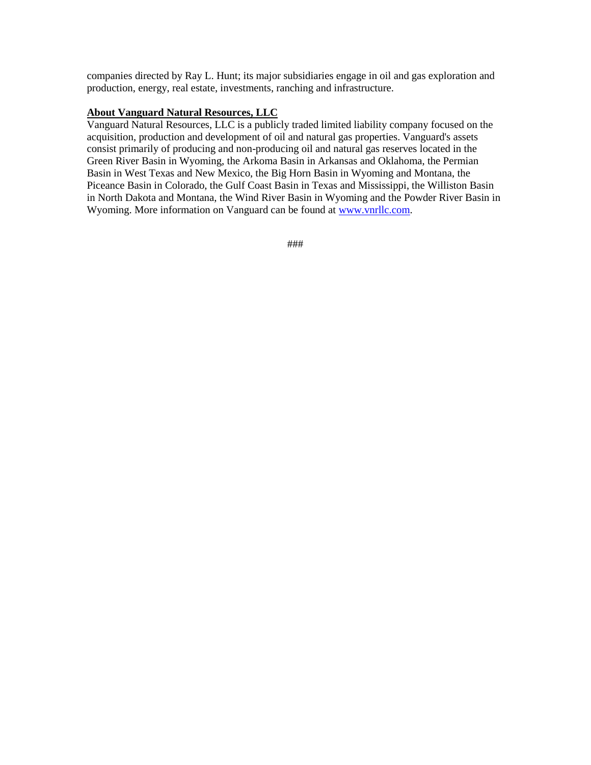companies directed by Ray L. Hunt; its major subsidiaries engage in oil and gas exploration and production, energy, real estate, investments, ranching and infrastructure.

**About Vanguard Natural Resources, LLC**

Vanguard Natural Resources, LLC is a publicly traded limited liability company focused on the acquisition, production and development of oil and natural gas properties. Vanguard's assets consist primarily of producing and non-producing oil and natural gas reserves located in the Green River Basin in Wyoming, the Arkoma Basin in Arkansas and Oklahoma, the Permian Basin in West Texas and New Mexico, the Big Horn Basin in Wyoming and Montana, the Piceance Basin in Colorado, the Gulf Coast Basin in Texas and Mississippi, the Williston Basin in North Dakota and Montana, the Wind River Basin in Wyoming and the Powder River Basin in Wyoming. More information on Vanguard can be found at www.vnrllc.com.

###